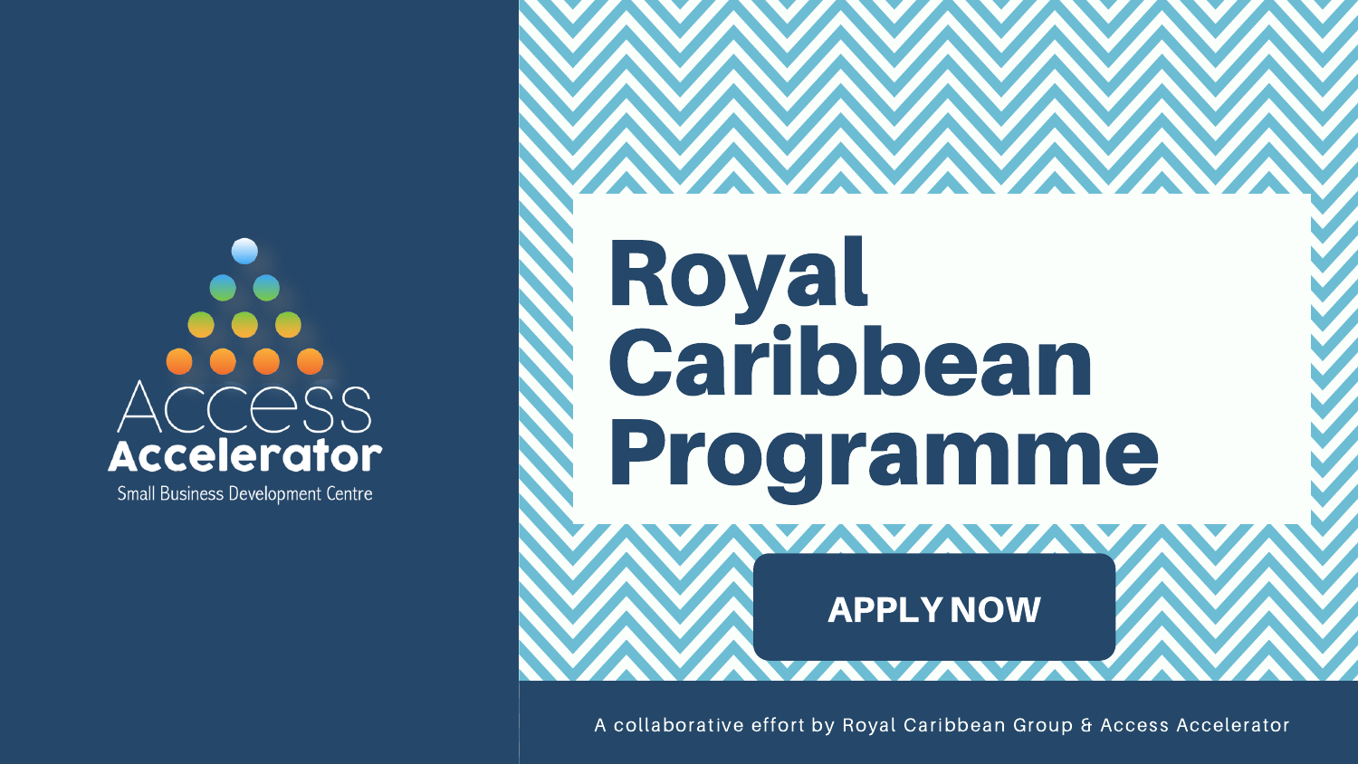Access Accelerator

Small Business Development Centre

# Royal Caribbean Programme

APPLY NOW

A collaborative effort by Royal Caribbean Group & Access Accelerator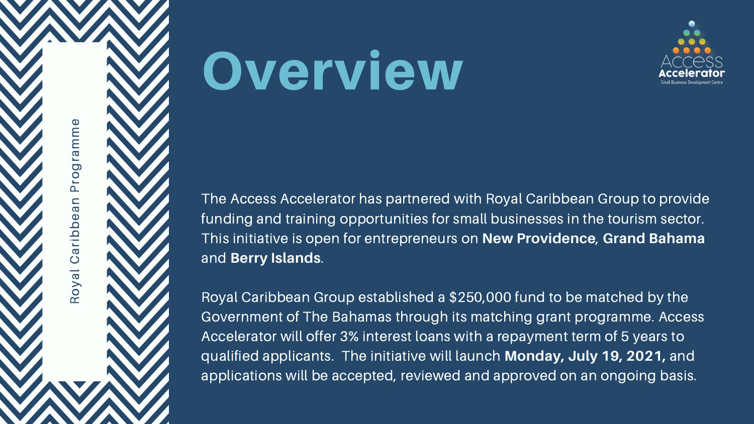# Overview

The Access Accelerator has partnered with Royal Caribbean Group to provide funding and training opportunities for small businesses in the tourism sector. This initiative is open for entrepreneurs on **New Providence**, **Grand Bahama** and **Berry Islands**.

Royal Caribbean Group established a $250,000 fund to be matched by the Government of The Bahamas through its matching grant programme. Access Accelerator will offer 3% interest loans with a repayment term of 5 years to qualified applicants. The initiative will launch **Monday, July 19, 2021,** and applications will be accepted, reviewed and approved on an ongoing basis.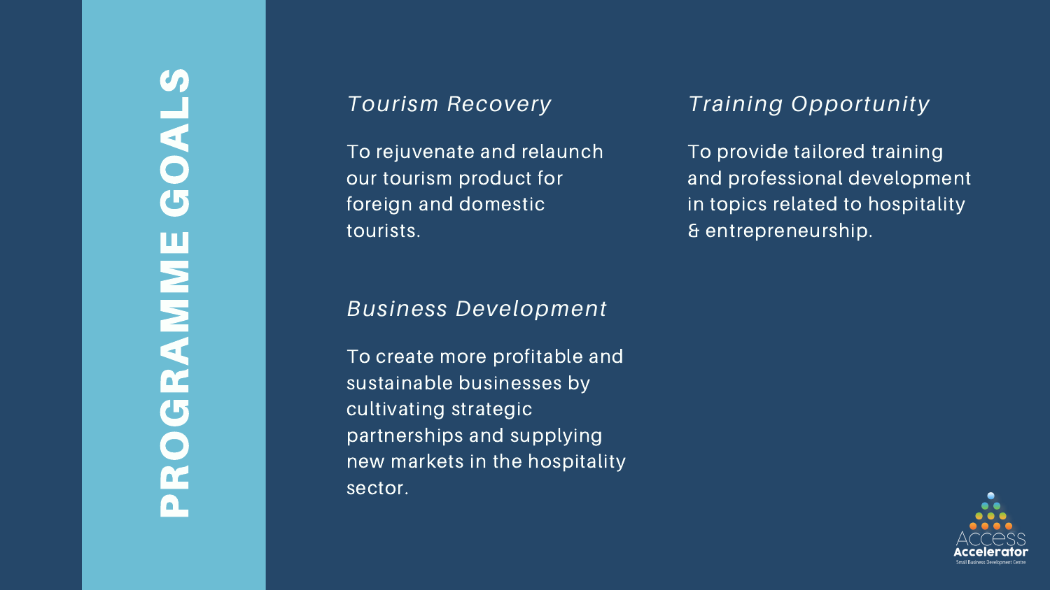# PROGRAMME GOALS

### *Tourism Recovery*

To rejuvenate and relaunch our tourism product for foreign and domestic tourists.

### *Business Development*

To create more profitable and sustainable businesses by cultivating strategic partnerships and supplying new markets in the hospitality sector.

### *Training Opportunity*

To provide tailored training and professional development in topics related to hospitality & entrepreneurship.

Access Accelerator
Small Business Development Centre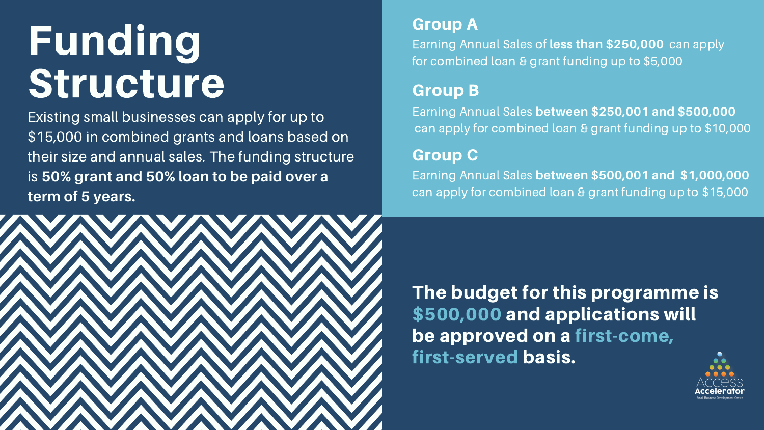# Funding Structure

Existing small businesses can apply for up to $15,000 in combined grants and loans based on their size and annual sales. The funding structure is **50% grant and 50% loan to be paid over a term of 5 years.**

## Group A

Earning Annual Sales of **less than $250,000** can apply for combined loan & grant funding up to $5,000

## Group B

Earning Annual Sales **between $250,001 and $500,000** can apply for combined loan & grant funding up to $10,000

## Group C

Earning Annual Sales **between $500,001 and $1,000,000** can apply for combined loan & grant funding up to $15,000

**The budget for this programme is $500,000 and applications will be approved on a first-come, first-served basis.**

Access Accelerator
Small Business Development Centre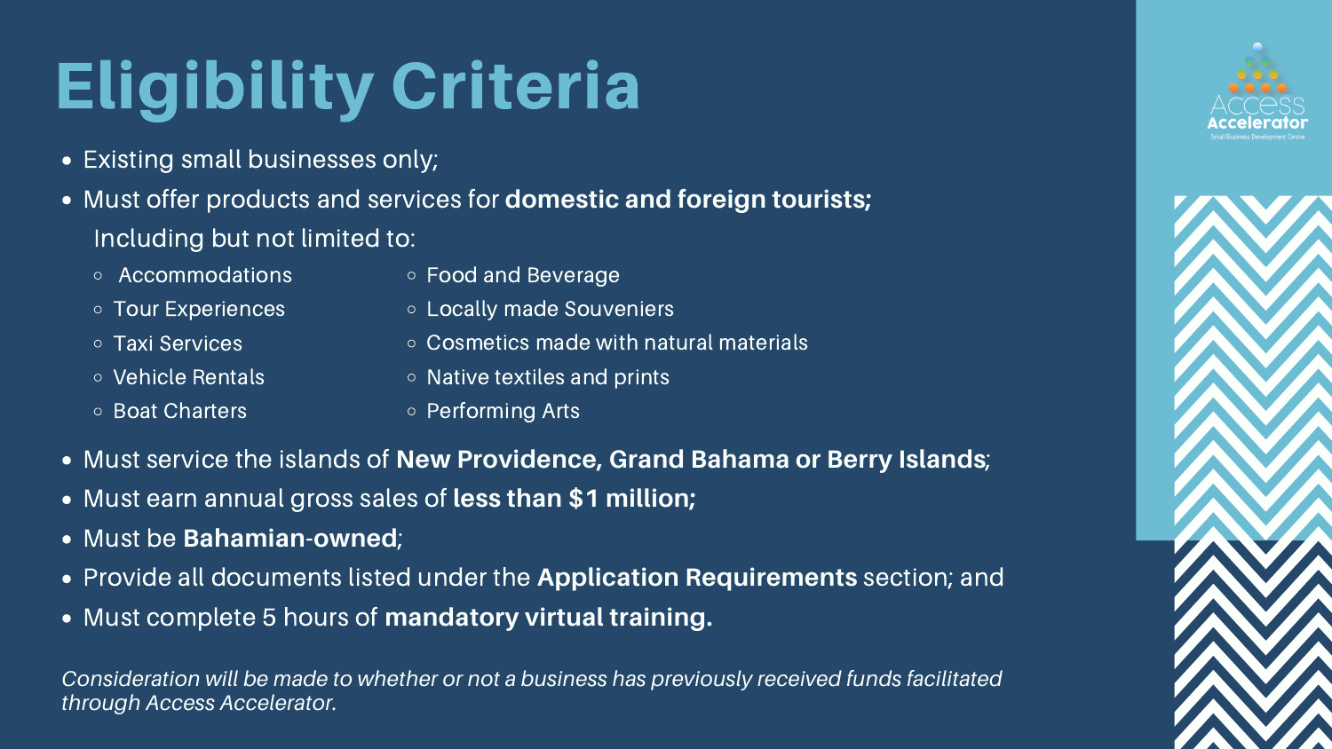# Eligibility Criteria

- Existing small businesses only;
- Must offer products and services for **domestic and foreign tourists;**
  Including but not limited to:
  - Accommodations
  - Tour Experiences
  - Taxi Services
  - Vehicle Rentals
  - Boat Charters
  - Food and Beverage
  - Locally made Souveniers
  - Cosmetics made with natural materials
  - Native textiles and prints
  - Performing Arts
- Must service the islands of **New Providence, Grand Bahama or Berry Islands**;
- Must earn annual gross sales of **less than $1 million;**
- Must be **Bahamian**-**owned**;
- Provide all documents listed under the **Application Requirements** section; and
- Must complete 5 hours of **mandatory virtual training.**

*Consideration will be made to whether or not a business has previously received funds facilitated through Access Accelerator.*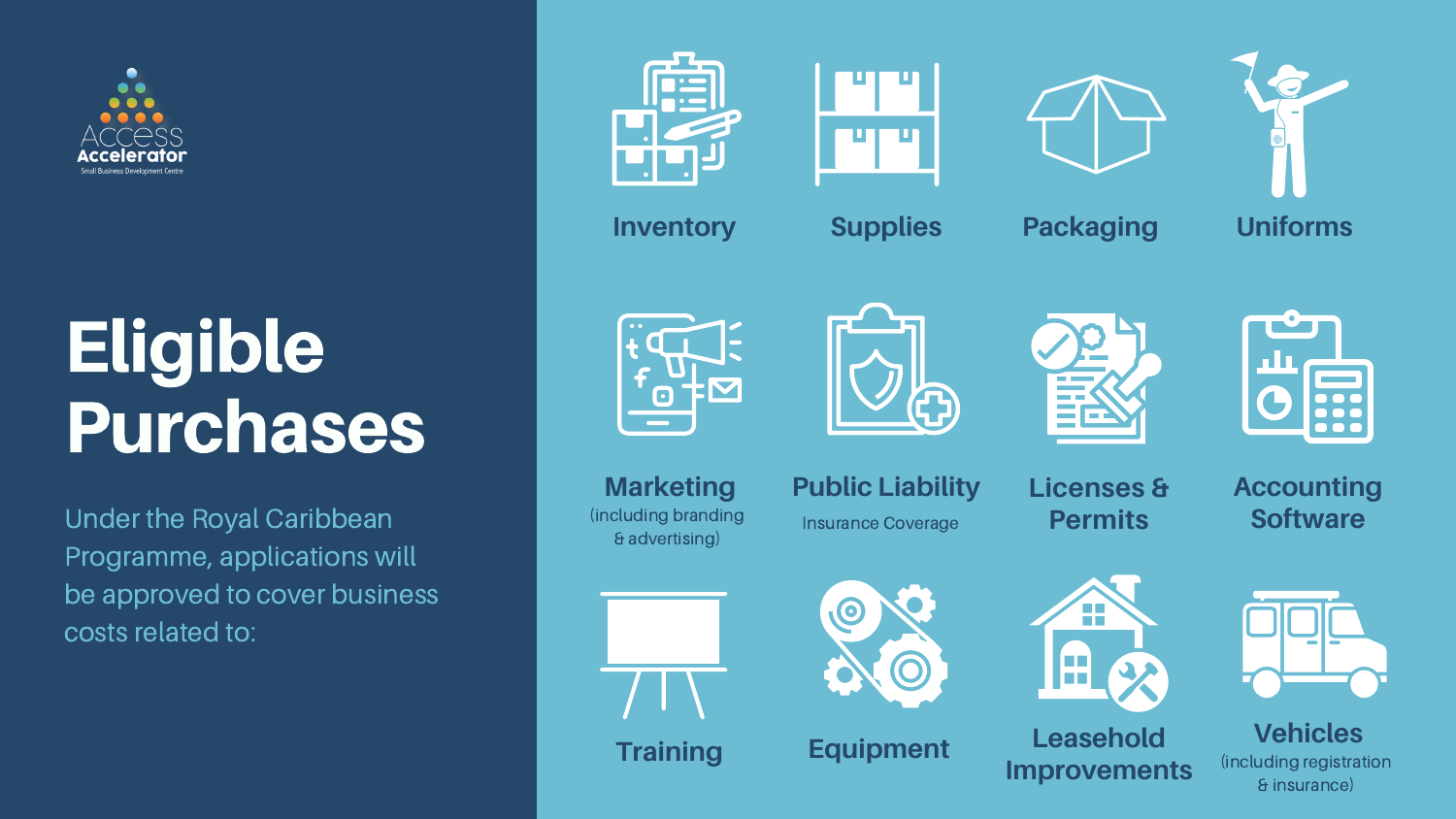Access Accelerator

Small Business Development Centre

# Eligible Purchases

Under the Royal Caribbean Programme, applications will be approved to cover business costs related to:

- Inventory
- Supplies
- Packaging
- Uniforms
- Marketing (including branding & advertising)
- Public Liability Insurance Coverage
- Licenses & Permits
- Accounting Software
- Training
- Equipment
- Leasehold Improvements
- Vehicles (including registration & insurance)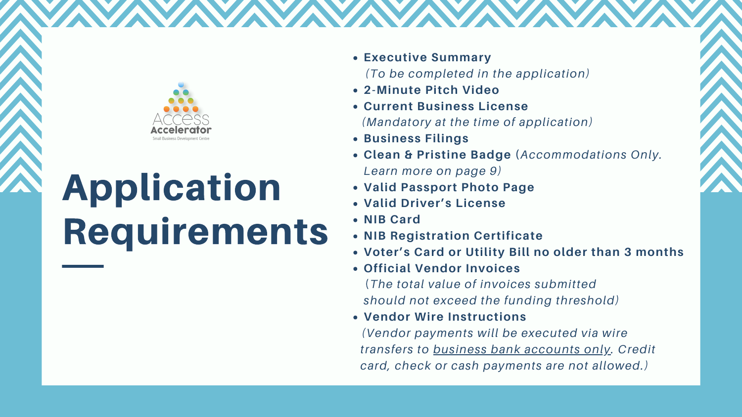# Application Requirements

- **Executive Summary**
  *(To be completed in the application)*
- **2-Minute Pitch Video**
- **Current Business License**
  *(Mandatory at the time of application)*
- **Business Filings**
- **Clean & Pristine Badge** (*Accommodations Only. Learn more on page 9)*
- **Valid Passport Photo Page**
- **Valid Driver's License**
- **NIB Card**
- **NIB Registration Certificate**
- **Voter's Card or Utility Bill no older than 3 months**
- **Official Vendor Invoices**
  (*The total value of invoices submitted should not exceed the funding threshold)*
- **Vendor Wire Instructions**
  *(Vendor payments will be executed via wire transfers to business bank accounts only. Credit card, check or cash payments are not allowed.)*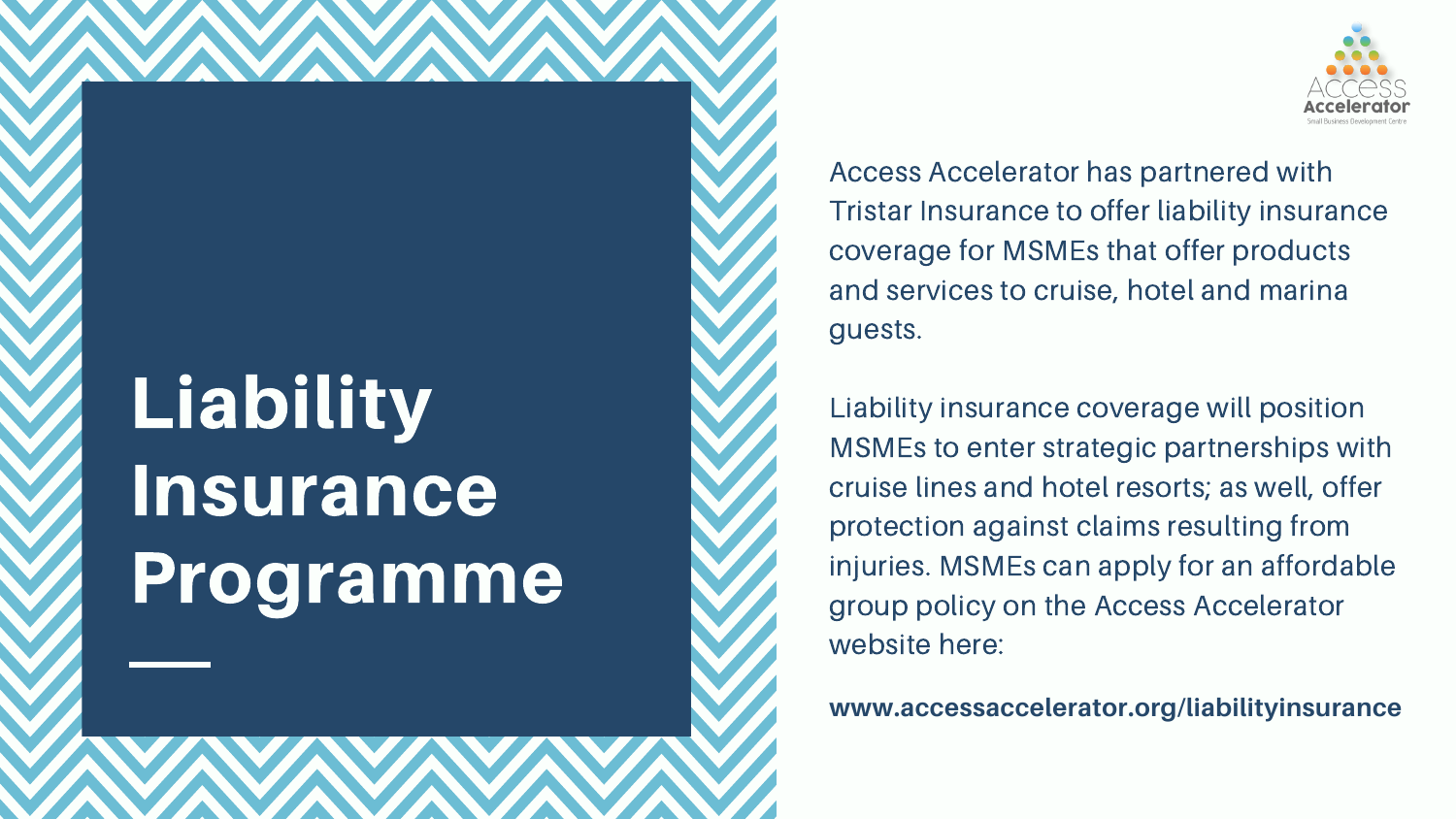# Liability Insurance Programme

Access Accelerator has partnered with Tristar Insurance to offer liability insurance coverage for MSMEs that offer products and services to cruise, hotel and marina guests.

Liability insurance coverage will position MSMEs to enter strategic partnerships with cruise lines and hotel resorts; as well, offer protection against claims resulting from injuries. MSMEs can apply for an affordable group policy on the Access Accelerator website here:

**www.accessaccelerator.org/liabilityinsurance**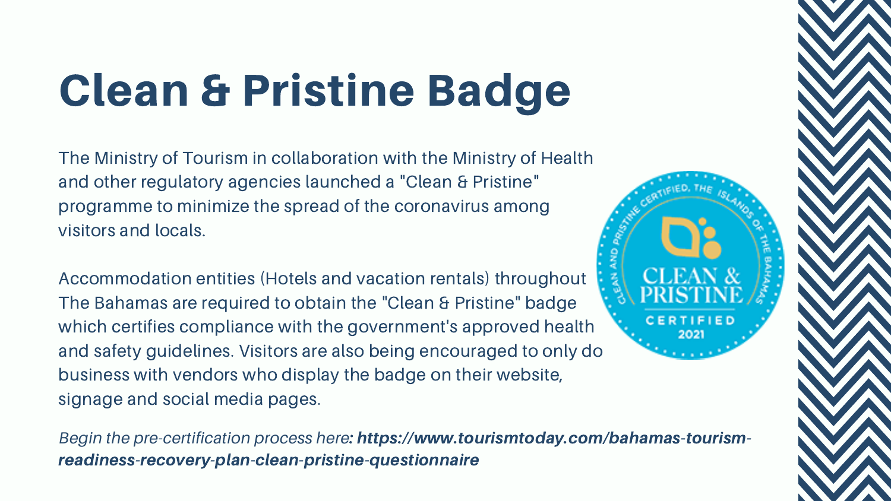# Clean & Pristine Badge

The Ministry of Tourism in collaboration with the Ministry of Health and other regulatory agencies launched a "Clean & Pristine" programme to minimize the spread of the coronavirus among visitors and locals.

Accommodation entities (Hotels and vacation rentals) throughout The Bahamas are required to obtain the "Clean & Pristine" badge which certifies compliance with the government's approved health and safety guidelines. Visitors are also being encouraged to only do business with vendors who display the badge on their website, signage and social media pages.

*Begin the pre-certification process here**: https://www.tourismtoday.com/bahamas-tourism-readiness-recovery-plan-clean-pristine-questionnaire***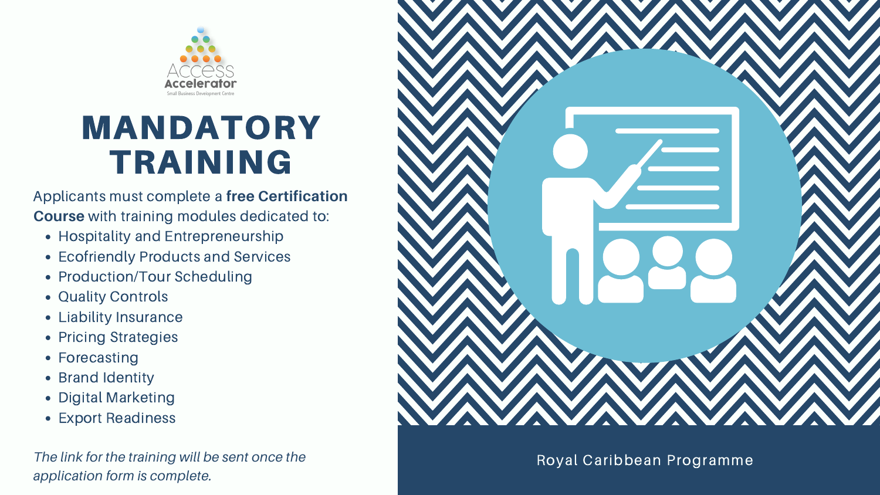Access Accelerator

Small Business Development Centre

# MANDATORY TRAINING

Applicants must complete a **free Certification Course** with training modules dedicated to:

- Hospitality and Entrepreneurship
- Ecofriendly Products and Services
- Production/Tour Scheduling
- Quality Controls
- Liability Insurance
- Pricing Strategies
- Forecasting
- Brand Identity
- Digital Marketing
- Export Readiness

*The link for the training will be sent once the application form is complete.*

Royal Caribbean Programme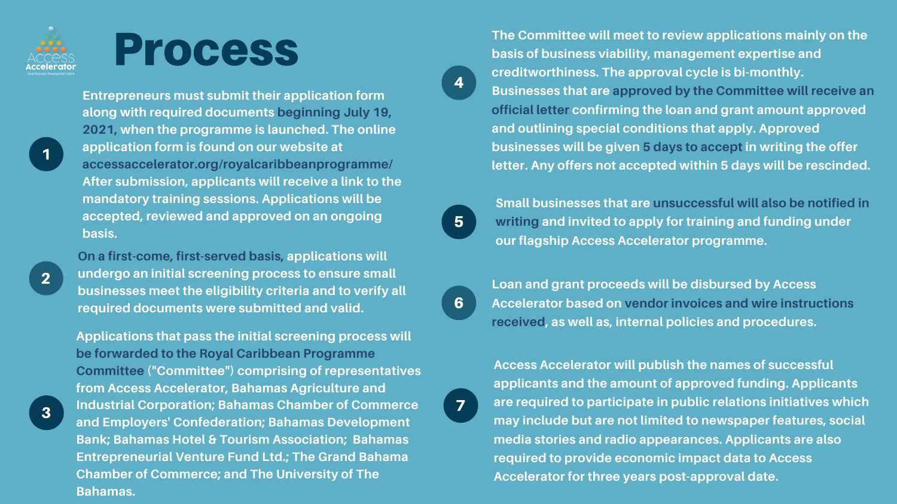# Process

1. Entrepreneurs must submit their application form along with required documents beginning July 19, 2021, when the programme is launched. The online application form is found on our website at accessaccelerator.org/royalcaribbeanprogramme/ After submission, applicants will receive a link to the mandatory training sessions. Applications will be accepted, reviewed and approved on an ongoing basis.

2. On a first-come, first-served basis, applications will undergo an initial screening process to ensure small businesses meet the eligibility criteria and to verify all required documents were submitted and valid.

3. Applications that pass the initial screening process will be forwarded to the Royal Caribbean Programme Committee ("Committee") comprising of representatives from Access Accelerator, Bahamas Agriculture and Industrial Corporation; Bahamas Chamber of Commerce and Employers' Confederation; Bahamas Development Bank; Bahamas Hotel & Tourism Association; Bahamas Entrepreneurial Venture Fund Ltd.; The Grand Bahama Chamber of Commerce; and The University of The Bahamas.

4. The Committee will meet to review applications mainly on the basis of business viability, management expertise and creditworthiness. The approval cycle is bi-monthly. Businesses that are approved by the Committee will receive an official letter confirming the loan and grant amount approved and outlining special conditions that apply. Approved businesses will be given 5 days to accept in writing the offer letter. Any offers not accepted within 5 days will be rescinded.

5. Small businesses that are unsuccessful will also be notified in writing and invited to apply for training and funding under our flagship Access Accelerator programme.

6. Loan and grant proceeds will be disbursed by Access Accelerator based on vendor invoices and wire instructions received, as well as, internal policies and procedures.

7. Access Accelerator will publish the names of successful applicants and the amount of approved funding. Applicants are required to participate in public relations initiatives which may include but are not limited to newspaper features, social media stories and radio appearances. Applicants are also required to provide economic impact data to Access Accelerator for three years post-approval date.